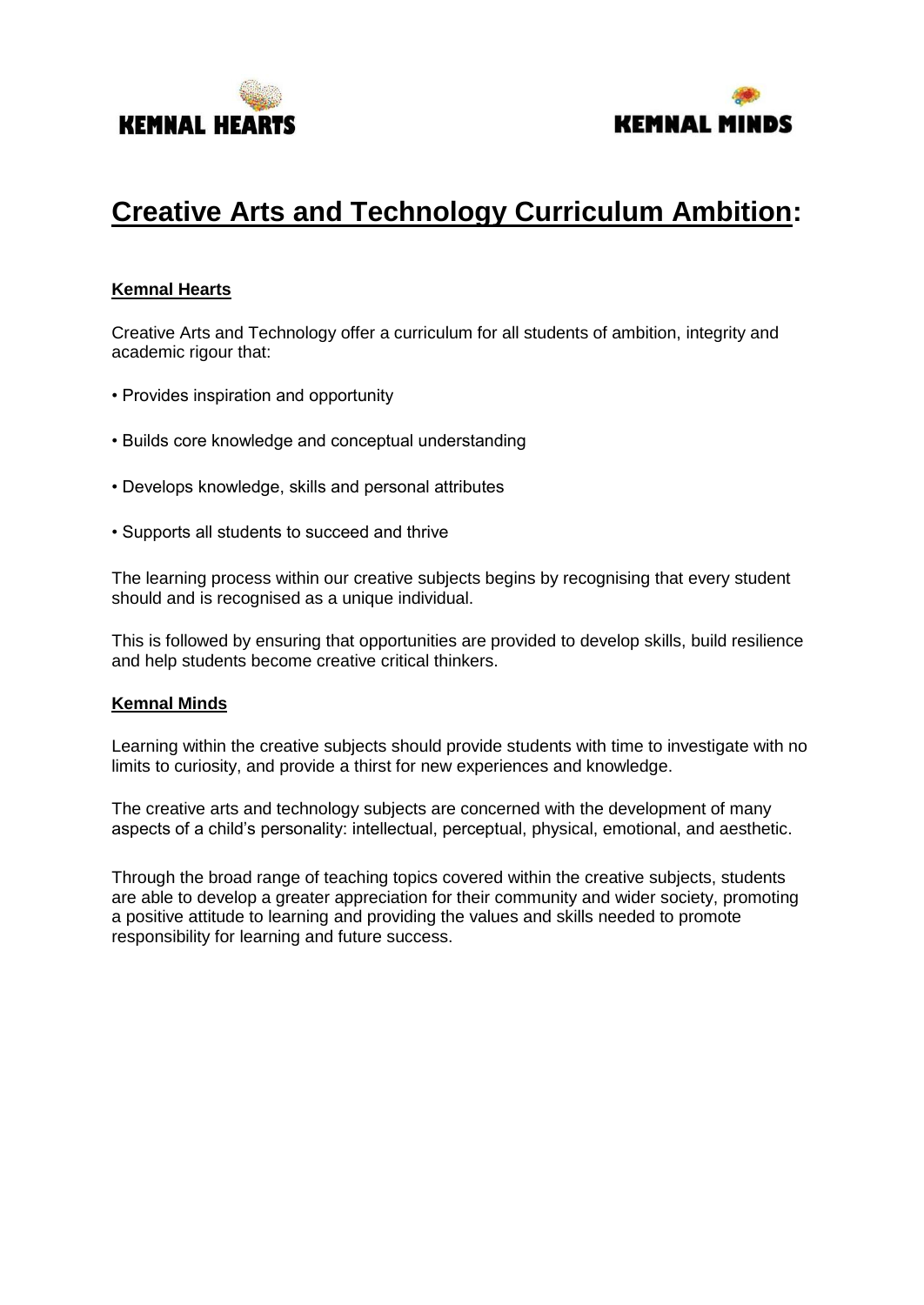KEMNAL HEARTS

KEMNAL MINDS

# Creative Arts and Technology Curriculum Ambition:

**Kemnal Hearts**

Creative Arts and Technology offer a curriculum for all students of ambition, integrity and academic rigour that:

- Provides inspiration and opportunity
- Builds core knowledge and conceptual understanding
- Develops knowledge, skills and personal attributes
- Supports all students to succeed and thrive

The learning process within our creative subjects begins by recognising that every student should and is recognised as a unique individual.

This is followed by ensuring that opportunities are provided to develop skills, build resilience and help students become creative critical thinkers.

**Kemnal Minds**

Learning within the creative subjects should provide students with time to investigate with no limits to curiosity, and provide a thirst for new experiences and knowledge.

The creative arts and technology subjects are concerned with the development of many aspects of a child's personality: intellectual, perceptual, physical, emotional, and aesthetic.

Through the broad range of teaching topics covered within the creative subjects, students are able to develop a greater appreciation for their community and wider society, promoting a positive attitude to learning and providing the values and skills needed to promote responsibility for learning and future success.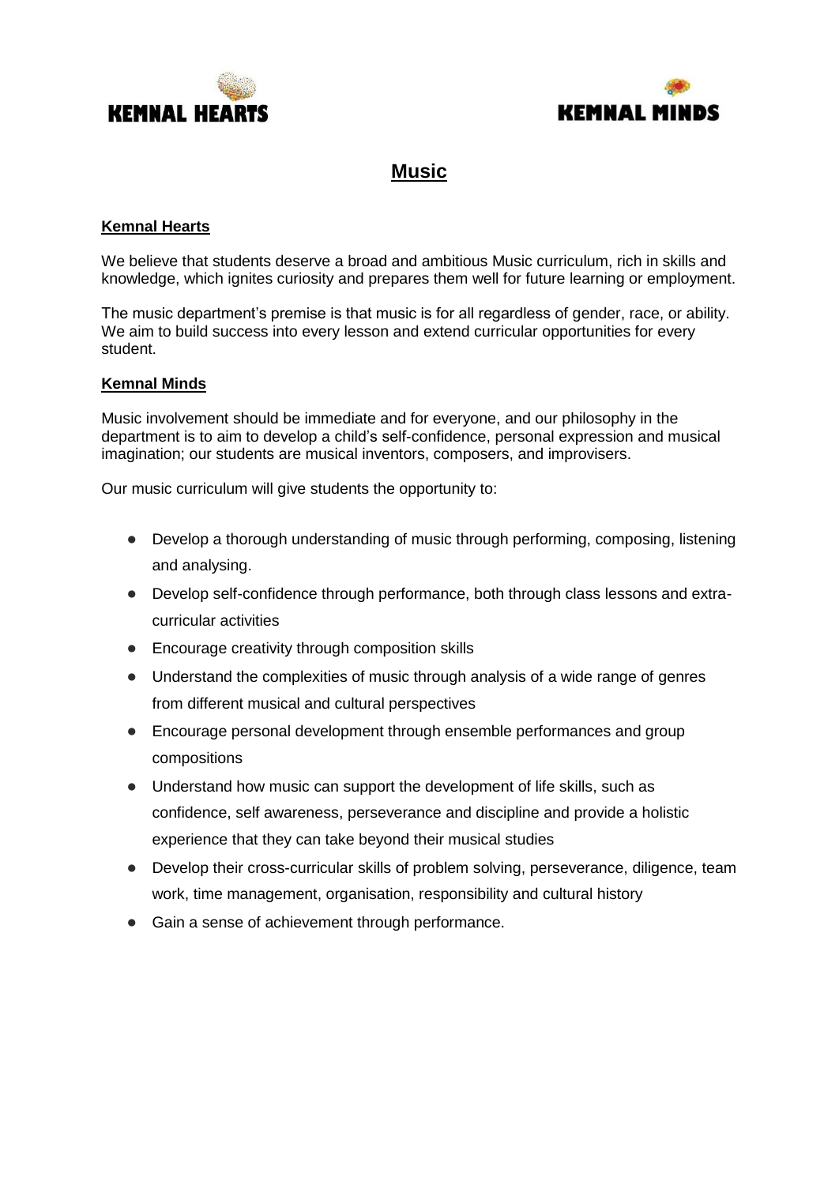KEMNAL HEARTS

KEMNAL MINDS

# Music

**Kemnal Hearts**

We believe that students deserve a broad and ambitious Music curriculum, rich in skills and knowledge, which ignites curiosity and prepares them well for future learning or employment.

The music department's premise is that music is for all regardless of gender, race, or ability. We aim to build success into every lesson and extend curricular opportunities for every student.

**Kemnal Minds**

Music involvement should be immediate and for everyone, and our philosophy in the department is to aim to develop a child's self-confidence, personal expression and musical imagination; our students are musical inventors, composers, and improvisers.

Our music curriculum will give students the opportunity to:

- Develop a thorough understanding of music through performing, composing, listening and analysing.
- Develop self-confidence through performance, both through class lessons and extra-curricular activities
- Encourage creativity through composition skills
- Understand the complexities of music through analysis of a wide range of genres from different musical and cultural perspectives
- Encourage personal development through ensemble performances and group compositions
- Understand how music can support the development of life skills, such as confidence, self awareness, perseverance and discipline and provide a holistic experience that they can take beyond their musical studies
- Develop their cross-curricular skills of problem solving, perseverance, diligence, team work, time management, organisation, responsibility and cultural history
- Gain a sense of achievement through performance.